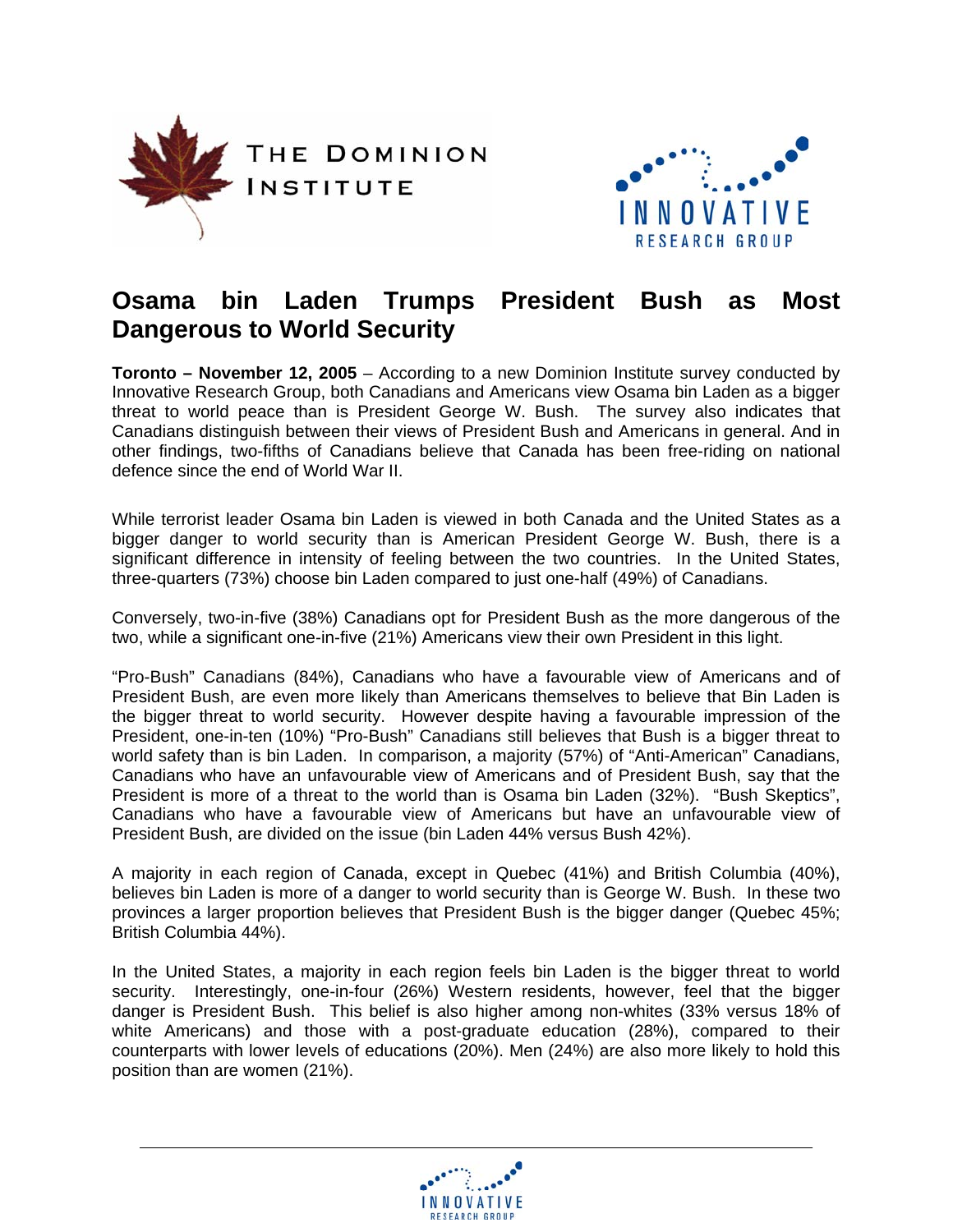# Osama bin Laden Trumps President Bush as Most Dangerous to World Security

**Toronto – November 12, 2005** – According to a new Dominion Institute survey conducted by Innovative Research Group, both Canadians and Americans view Osama bin Laden as a bigger threat to world peace than is President George W. Bush. The survey also indicates that Canadians distinguish between their views of President Bush and Americans in general. And in other findings, two-fifths of Canadians believe that Canada has been free-riding on national defence since the end of World War II.

While terrorist leader Osama bin Laden is viewed in both Canada and the United States as a bigger danger to world security than is American President George W. Bush, there is a significant difference in intensity of feeling between the two countries. In the United States, three-quarters (73%) choose bin Laden compared to just one-half (49%) of Canadians.

Conversely, two-in-five (38%) Canadians opt for President Bush as the more dangerous of the two, while a significant one-in-five (21%) Americans view their own President in this light.

"Pro-Bush" Canadians (84%), Canadians who have a favourable view of Americans and of President Bush, are even more likely than Americans themselves to believe that Bin Laden is the bigger threat to world security. However despite having a favourable impression of the President, one-in-ten (10%) "Pro-Bush" Canadians still believes that Bush is a bigger threat to world safety than is bin Laden. In comparison, a majority (57%) of "Anti-American" Canadians, Canadians who have an unfavourable view of Americans and of President Bush, say that the President is more of a threat to the world than is Osama bin Laden (32%). "Bush Skeptics", Canadians who have a favourable view of Americans but have an unfavourable view of President Bush, are divided on the issue (bin Laden 44% versus Bush 42%).

A majority in each region of Canada, except in Quebec (41%) and British Columbia (40%), believes bin Laden is more of a danger to world security than is George W. Bush. In these two provinces a larger proportion believes that President Bush is the bigger danger (Quebec 45%; British Columbia 44%).

In the United States, a majority in each region feels bin Laden is the bigger threat to world security. Interestingly, one-in-four (26%) Western residents, however, feel that the bigger danger is President Bush. This belief is also higher among non-whites (33% versus 18% of white Americans) and those with a post-graduate education (28%), compared to their counterparts with lower levels of educations (20%). Men (24%) are also more likely to hold this position than are women (21%).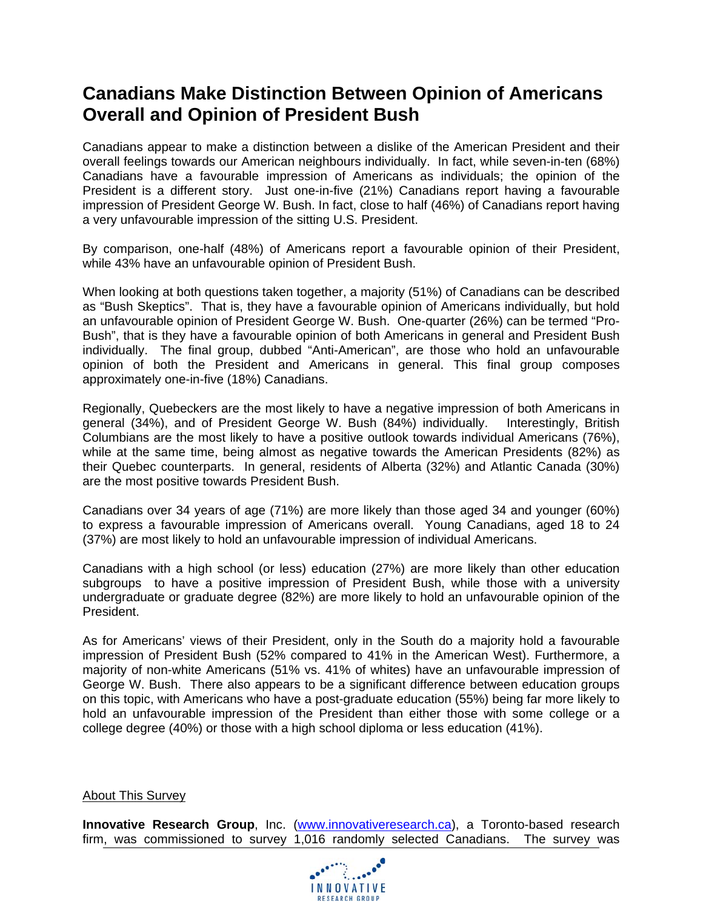# Canadians Make Distinction Between Opinion of Americans Overall and Opinion of President Bush

Canadians appear to make a distinction between a dislike of the American President and their overall feelings towards our American neighbours individually. In fact, while seven-in-ten (68%) Canadians have a favourable impression of Americans as individuals; the opinion of the President is a different story. Just one-in-five (21%) Canadians report having a favourable impression of President George W. Bush. In fact, close to half (46%) of Canadians report having a very unfavourable impression of the sitting U.S. President.

By comparison, one-half (48%) of Americans report a favourable opinion of their President, while 43% have an unfavourable opinion of President Bush.

When looking at both questions taken together, a majority (51%) of Canadians can be described as "Bush Skeptics". That is, they have a favourable opinion of Americans individually, but hold an unfavourable opinion of President George W. Bush. One-quarter (26%) can be termed "Pro-Bush", that is they have a favourable opinion of both Americans in general and President Bush individually. The final group, dubbed "Anti-American", are those who hold an unfavourable opinion of both the President and Americans in general. This final group composes approximately one-in-five (18%) Canadians.

Regionally, Quebeckers are the most likely to have a negative impression of both Americans in general (34%), and of President George W. Bush (84%) individually. Interestingly, British Columbians are the most likely to have a positive outlook towards individual Americans (76%), while at the same time, being almost as negative towards the American Presidents (82%) as their Quebec counterparts. In general, residents of Alberta (32%) and Atlantic Canada (30%) are the most positive towards President Bush.

Canadians over 34 years of age (71%) are more likely than those aged 34 and younger (60%) to express a favourable impression of Americans overall. Young Canadians, aged 18 to 24 (37%) are most likely to hold an unfavourable impression of individual Americans.

Canadians with a high school (or less) education (27%) are more likely than other education subgroups to have a positive impression of President Bush, while those with a university undergraduate or graduate degree (82%) are more likely to hold an unfavourable opinion of the President.

As for Americans' views of their President, only in the South do a majority hold a favourable impression of President Bush (52% compared to 41% in the American West). Furthermore, a majority of non-white Americans (51% vs. 41% of whites) have an unfavourable impression of George W. Bush. There also appears to be a significant difference between education groups on this topic, with Americans who have a post-graduate education (55%) being far more likely to hold an unfavourable impression of the President than either those with some college or a college degree (40%) or those with a high school diploma or less education (41%).

## About This Survey

**Innovative Research Group**, Inc. (www.innovativeresearch.ca), a Toronto-based research firm, was commissioned to survey 1,016 randomly selected Canadians. The survey was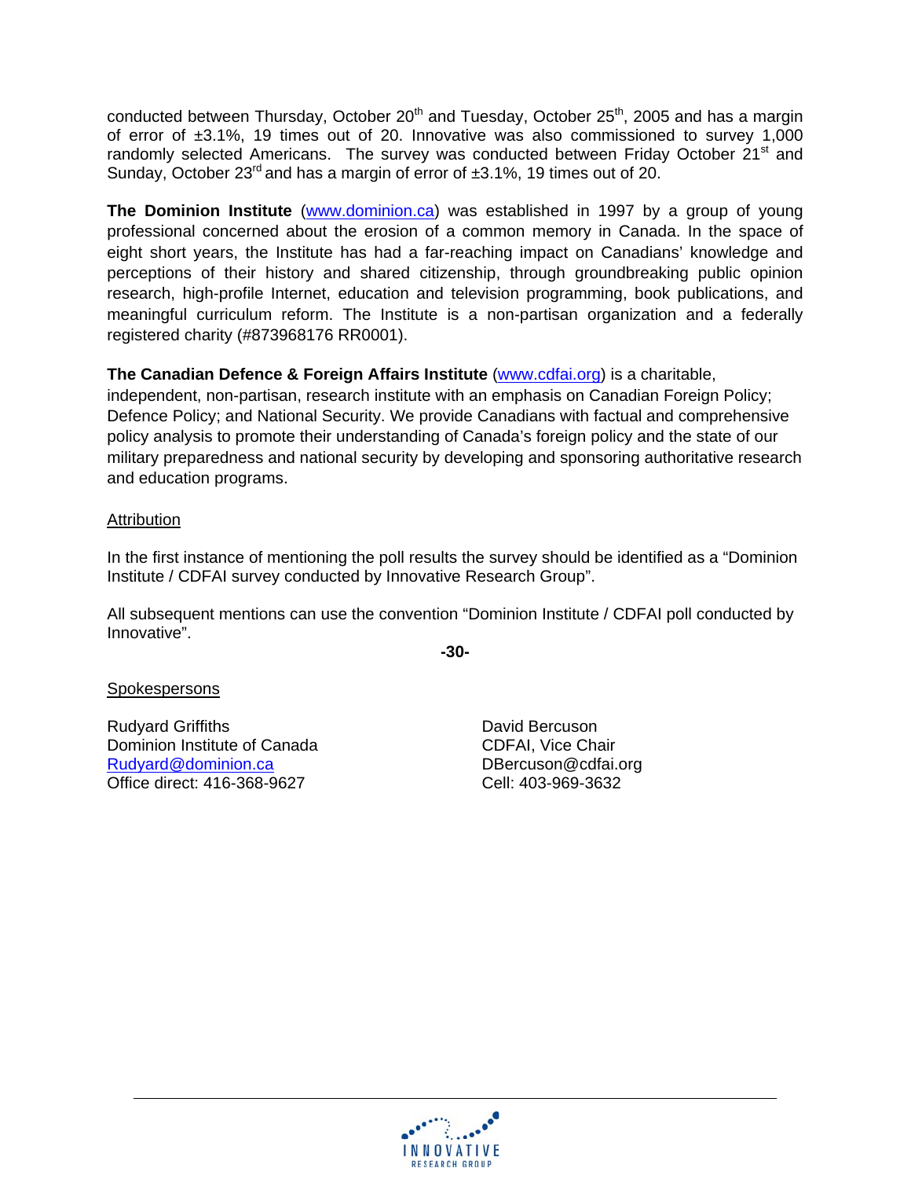conducted between Thursday, October 20th and Tuesday, October 25th, 2005 and has a margin of error of ±3.1%, 19 times out of 20. Innovative was also commissioned to survey 1,000 randomly selected Americans. The survey was conducted between Friday October 21st and Sunday, October 23rd and has a margin of error of ±3.1%, 19 times out of 20.

**The Dominion Institute** (www.dominion.ca) was established in 1997 by a group of young professional concerned about the erosion of a common memory in Canada. In the space of eight short years, the Institute has had a far-reaching impact on Canadians' knowledge and perceptions of their history and shared citizenship, through groundbreaking public opinion research, high-profile Internet, education and television programming, book publications, and meaningful curriculum reform. The Institute is a non-partisan organization and a federally registered charity (#873968176 RR0001).

**The Canadian Defence & Foreign Affairs Institute** (www.cdfai.org) is a charitable, independent, non-partisan, research institute with an emphasis on Canadian Foreign Policy; Defence Policy; and National Security. We provide Canadians with factual and comprehensive policy analysis to promote their understanding of Canada's foreign policy and the state of our military preparedness and national security by developing and sponsoring authoritative research and education programs.

Attribution

In the first instance of mentioning the poll results the survey should be identified as a "Dominion Institute / CDFAI survey conducted by Innovative Research Group".

All subsequent mentions can use the convention "Dominion Institute / CDFAI poll conducted by Innovative".

**-30-**

Spokespersons

Rudyard Griffiths
Dominion Institute of Canada
Rudyard@dominion.ca
Office direct: 416-368-9627

David Bercuson
CDFAI, Vice Chair
DBercuson@cdfai.org
Cell: 403-969-3632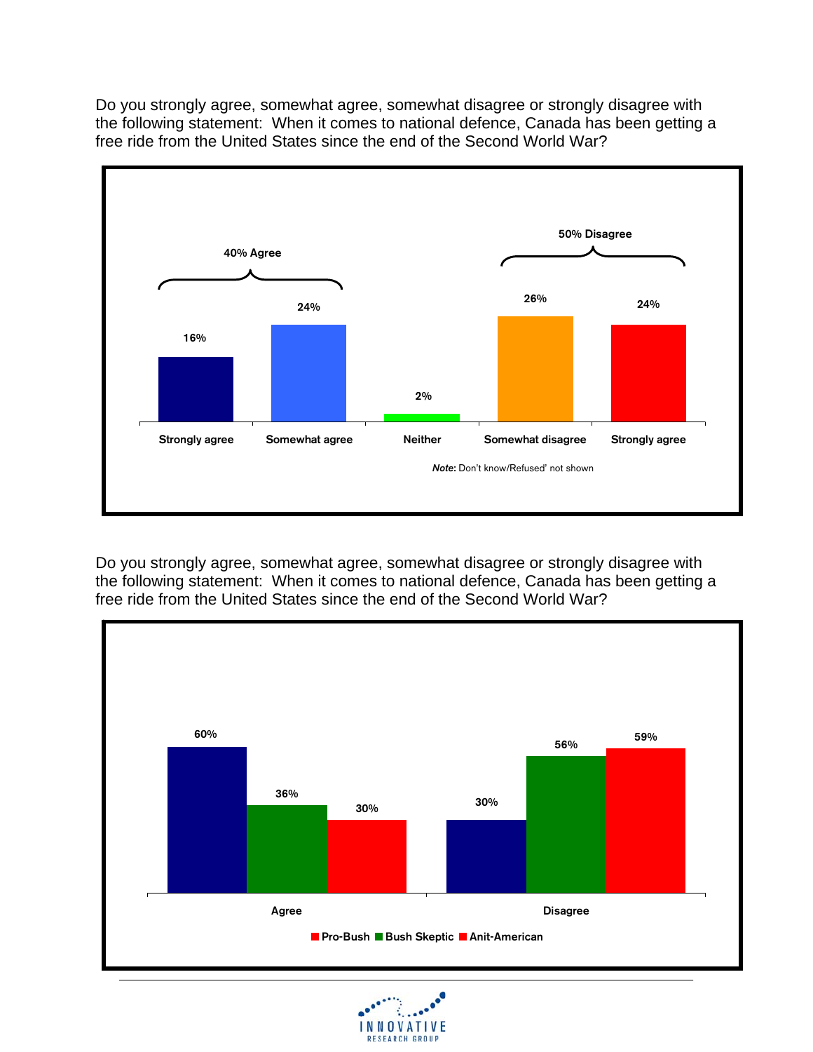Do you strongly agree, somewhat agree, somewhat disagree or strongly disagree with the following statement: When it comes to national defence, Canada has been getting a free ride from the United States since the end of the Second World War?

| | Strongly agree | Somewhat agree | Neither | Somewhat disagree | Strongly agree |
|---|---|---|---|---|---|
| % | 16% | 24% | 2% | 26% | 24% |

40% Agree | 50% Disagree

***Note***: Don't know/Refused' not shown

Do you strongly agree, somewhat agree, somewhat disagree or strongly disagree with the following statement: When it comes to national defence, Canada has been getting a free ride from the United States since the end of the Second World War?

| | Pro-Bush | Bush Skeptic | Anit-American |
|---|---|---|---|
| Agree | 60% | 36% | 30% |
| Disagree | 30% | 56% | 59% |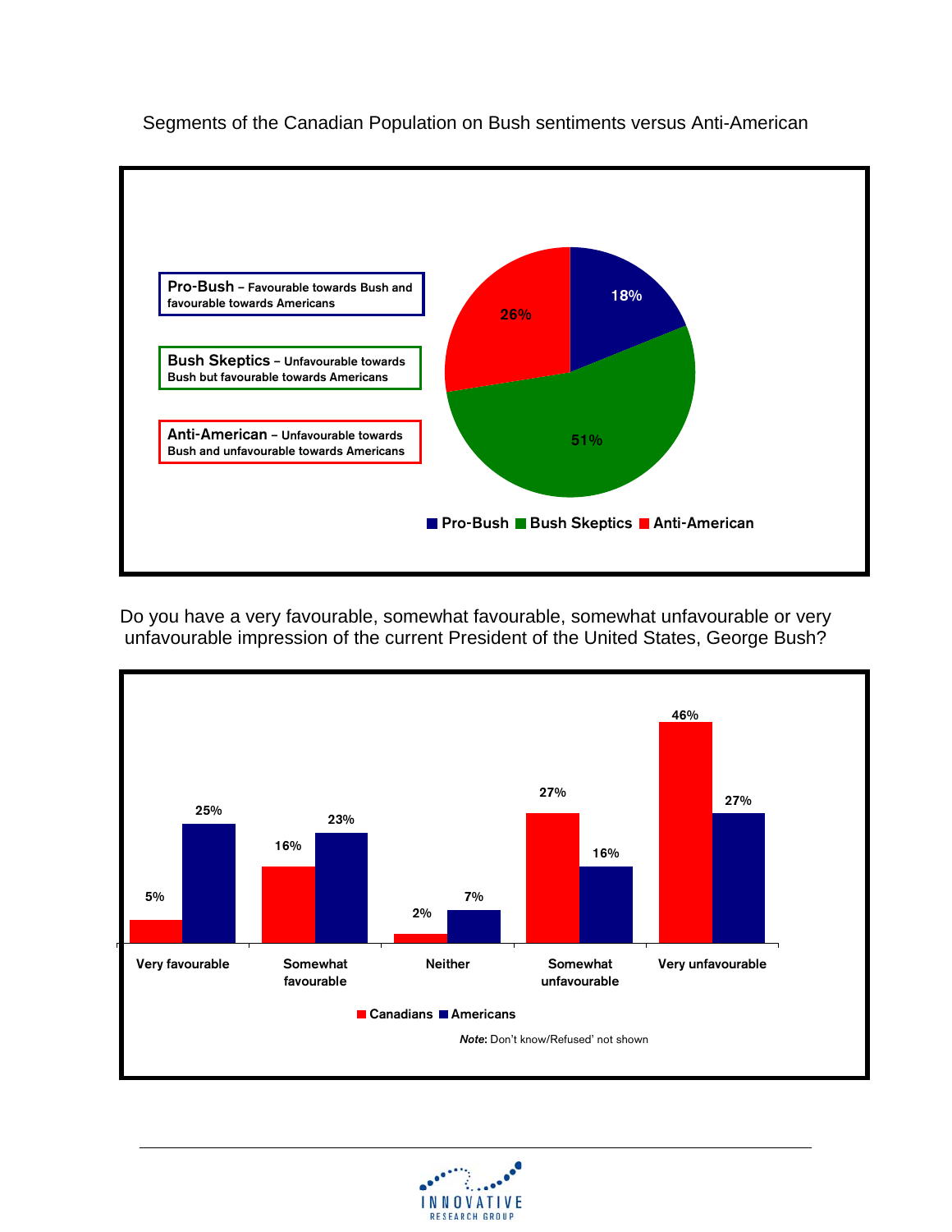Segments of the Canadian Population on Bush sentiments versus Anti-American

**Pro-Bush** – Favourable towards Bush and favourable towards Americans

**Bush Skeptics** – Unfavourable towards Bush but favourable towards Americans

**Anti-American** – Unfavourable towards Bush and unfavourable towards Americans

| Segment | Percentage |
| --- | --- |
| Pro-Bush | 18% |
| Bush Skeptics | 51% |
| Anti-American | 26% |

Do you have a very favourable, somewhat favourable, somewhat unfavourable or very unfavourable impression of the current President of the United States, George Bush?

| | Canadians | Americans |
| --- | --- | --- |
| Very favourable | 5% | 25% |
| Somewhat favourable | 16% | 23% |
| Neither | 2% | 7% |
| Somewhat unfavourable | 27% | 16% |
| Very unfavourable | 46% | 27% |

***Note:*** Don't know/Refused' not shown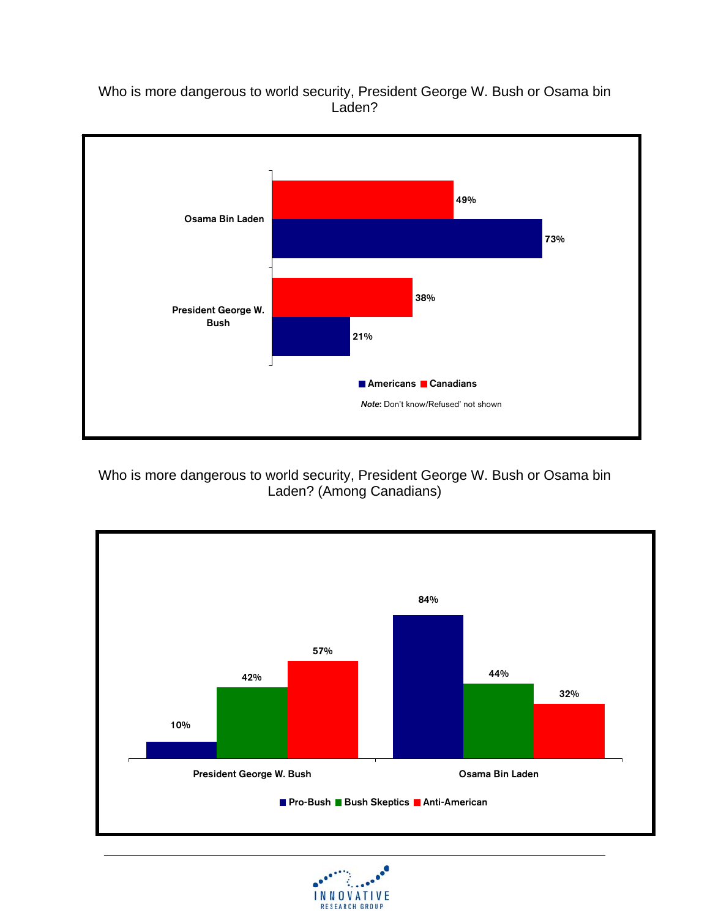Who is more dangerous to world security, President George W. Bush or Osama bin Laden?

| | Americans | Canadians |
|---|---|---|
| Osama Bin Laden | 73% | 49% |
| President George W. Bush | 21% | 38% |

***Note***: Don't know/Refused' not shown

Who is more dangerous to world security, President George W. Bush or Osama bin Laden? (Among Canadians)

| | Pro-Bush | Bush Skeptics | Anti-American |
|---|---|---|---|
| President George W. Bush | 10% | 42% | 57% |
| Osama Bin Laden | 84% | 44% | 32% |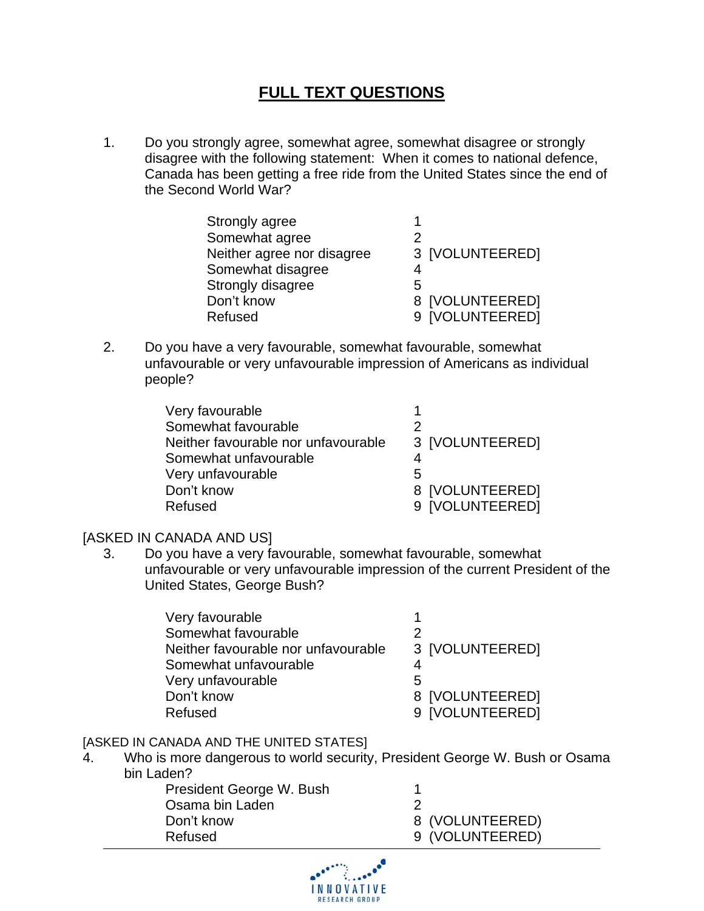# FULL TEXT QUESTIONS

1. Do you strongly agree, somewhat agree, somewhat disagree or strongly disagree with the following statement: When it comes to national defence, Canada has been getting a free ride from the United States since the end of the Second World War?

| | | |
|---|---|---|
| Strongly agree | 1 | |
| Somewhat agree | 2 | |
| Neither agree nor disagree | 3 | [VOLUNTEERED] |
| Somewhat disagree | 4 | |
| Strongly disagree | 5 | |
| Don't know | 8 | [VOLUNTEERED] |
| Refused | 9 | [VOLUNTEERED] |

2. Do you have a very favourable, somewhat favourable, somewhat unfavourable or very unfavourable impression of Americans as individual people?

| | | |
|---|---|---|
| Very favourable | 1 | |
| Somewhat favourable | 2 | |
| Neither favourable nor unfavourable | 3 | [VOLUNTEERED] |
| Somewhat unfavourable | 4 | |
| Very unfavourable | 5 | |
| Don't know | 8 | [VOLUNTEERED] |
| Refused | 9 | [VOLUNTEERED] |

[ASKED IN CANADA AND US]

3. Do you have a very favourable, somewhat favourable, somewhat unfavourable or very unfavourable impression of the current President of the United States, George Bush?

| | | |
|---|---|---|
| Very favourable | 1 | |
| Somewhat favourable | 2 | |
| Neither favourable nor unfavourable | 3 | [VOLUNTEERED] |
| Somewhat unfavourable | 4 | |
| Very unfavourable | 5 | |
| Don't know | 8 | [VOLUNTEERED] |
| Refused | 9 | [VOLUNTEERED] |

[ASKED IN CANADA AND THE UNITED STATES]

4. Who is more dangerous to world security, President George W. Bush or Osama bin Laden?

| | | |
|---|---|---|
| President George W. Bush | 1 | |
| Osama bin Laden | 2 | |
| Don't know | 8 | (VOLUNTEERED) |
| Refused | 9 | (VOLUNTEERED) |